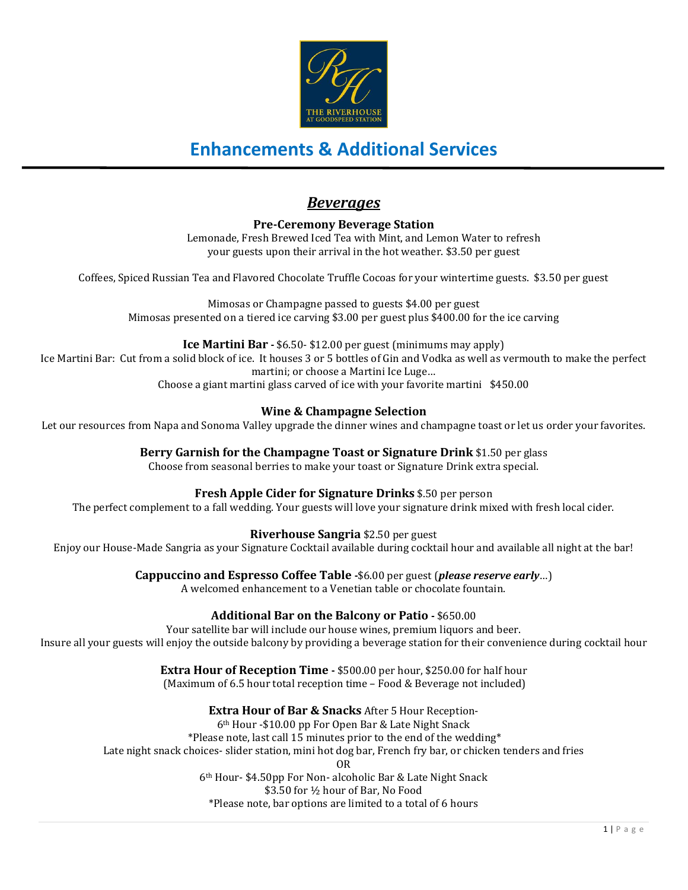# Enhancements & Additional Services

## *Beverages*

**Pre-Ceremony Beverage Station**

Lemonade, Fresh Brewed Iced Tea with Mint, and Lemon Water to refresh your guests upon their arrival in the hot weather. $3.50 per guest

Coffees, Spiced Russian Tea and Flavored Chocolate Truffle Cocoas for your wintertime guests. $3.50 per guest

Mimosas or Champagne passed to guests $4.00 per guest
Mimosas presented on a tiered ice carving $3.00 per guest plus $400.00 for the ice carving

**Ice Martini Bar -** $6.50- $12.00 per guest (minimums may apply)

Ice Martini Bar: Cut from a solid block of ice. It houses 3 or 5 bottles of Gin and Vodka as well as vermouth to make the perfect martini; or choose a Martini Ice Luge…
Choose a giant martini glass carved of ice with your favorite martini $450.00

**Wine & Champagne Selection**

Let our resources from Napa and Sonoma Valley upgrade the dinner wines and champagne toast or let us order your favorites.

**Berry Garnish for the Champagne Toast or Signature Drink** $1.50 per glass

Choose from seasonal berries to make your toast or Signature Drink extra special.

**Fresh Apple Cider for Signature Drinks** $.50 per person

The perfect complement to a fall wedding. Your guests will love your signature drink mixed with fresh local cider.

**Riverhouse Sangria** $2.50 per guest

Enjoy our House-Made Sangria as your Signature Cocktail available during cocktail hour and available all night at the bar!

**Cappuccino and Espresso Coffee Table -**$6.00 per guest (***please reserve early***…)

A welcomed enhancement to a Venetian table or chocolate fountain.

**Additional Bar on the Balcony or Patio -** $650.00

Your satellite bar will include our house wines, premium liquors and beer.
Insure all your guests will enjoy the outside balcony by providing a beverage station for their convenience during cocktail hour

**Extra Hour of Reception Time -** $500.00 per hour, $250.00 for half hour

(Maximum of 6.5 hour total reception time – Food & Beverage not included)

**Extra Hour of Bar & Snacks** After 5 Hour Reception-

6th Hour -$10.00 pp For Open Bar & Late Night Snack
*Please note, last call 15 minutes prior to the end of the wedding*
Late night snack choices- slider station, mini hot dog bar, French fry bar, or chicken tenders and fries
OR
6th Hour- $4.50pp For Non- alcoholic Bar & Late Night Snack
$3.50 for ½ hour of Bar, No Food
*Please note, bar options are limited to a total of 6 hours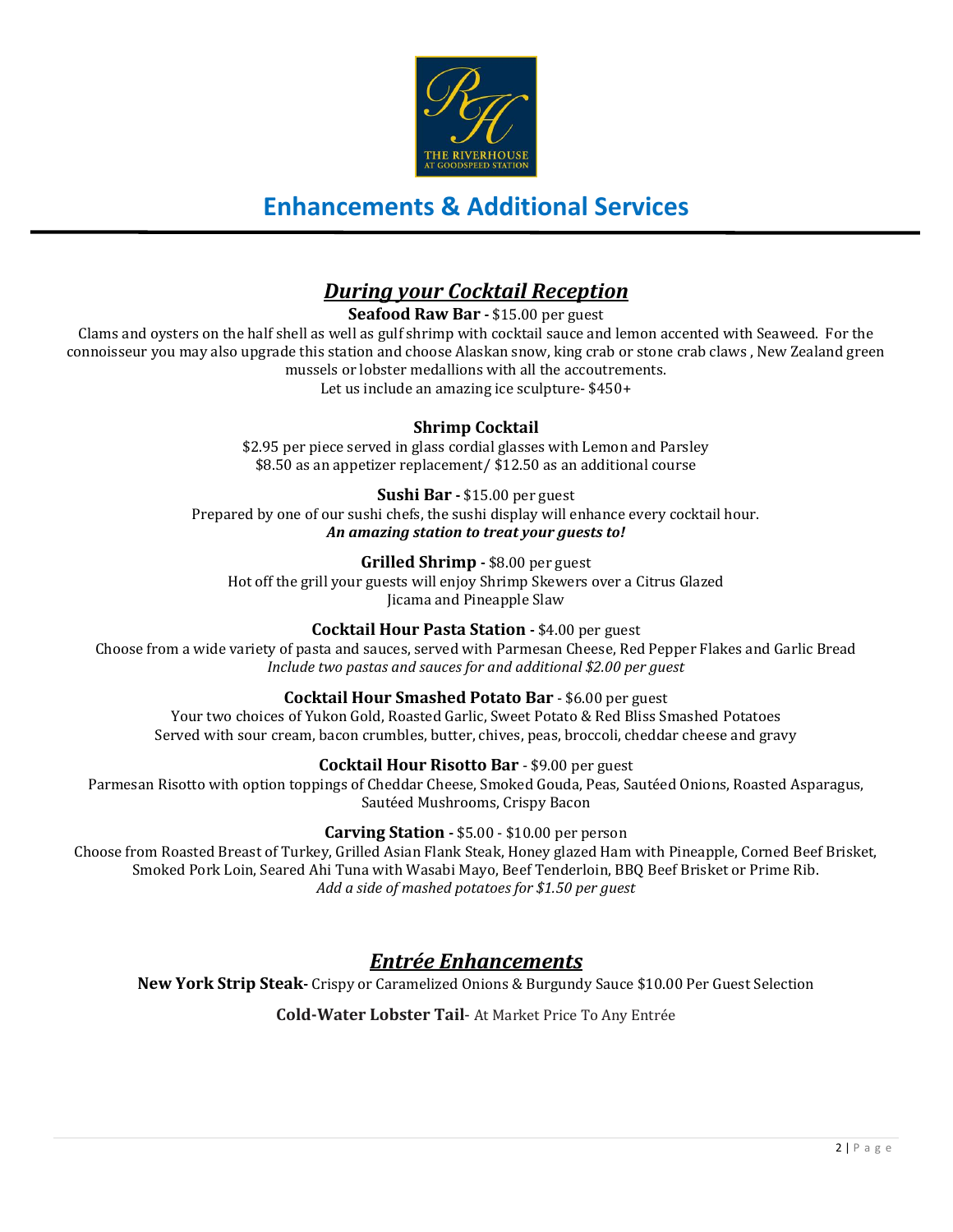# Enhancements & Additional Services

## ***During your Cocktail Reception***

**Seafood Raw Bar -** $15.00 per guest

Clams and oysters on the half shell as well as gulf shrimp with cocktail sauce and lemon accented with Seaweed. For the connoisseur you may also upgrade this station and choose Alaskan snow, king crab or stone crab claws , New Zealand green mussels or lobster medallions with all the accoutrements.

Let us include an amazing ice sculpture- $450+

**Shrimp Cocktail**

$2.95 per piece served in glass cordial glasses with Lemon and Parsley
$8.50 as an appetizer replacement/ $12.50 as an additional course

**Sushi Bar -** $15.00 per guest

Prepared by one of our sushi chefs, the sushi display will enhance every cocktail hour.
***An amazing station to treat your guests to!***

**Grilled Shrimp -** $8.00 per guest

Hot off the grill your guests will enjoy Shrimp Skewers over a Citrus Glazed Jicama and Pineapple Slaw

**Cocktail Hour Pasta Station -** $4.00 per guest

Choose from a wide variety of pasta and sauces, served with Parmesan Cheese, Red Pepper Flakes and Garlic Bread
*Include two pastas and sauces for and additional $2.00 per guest*

**Cocktail Hour Smashed Potato Bar** - $6.00 per guest

Your two choices of Yukon Gold, Roasted Garlic, Sweet Potato & Red Bliss Smashed Potatoes
Served with sour cream, bacon crumbles, butter, chives, peas, broccoli, cheddar cheese and gravy

**Cocktail Hour Risotto Bar** - $9.00 per guest

Parmesan Risotto with option toppings of Cheddar Cheese, Smoked Gouda, Peas, Sautéed Onions, Roasted Asparagus, Sautéed Mushrooms, Crispy Bacon

**Carving Station -** $5.00 - $10.00 per person

Choose from Roasted Breast of Turkey, Grilled Asian Flank Steak, Honey glazed Ham with Pineapple, Corned Beef Brisket, Smoked Pork Loin, Seared Ahi Tuna with Wasabi Mayo, Beef Tenderloin, BBQ Beef Brisket or Prime Rib.
*Add a side of mashed potatoes for $1.50 per guest*

## ***Entrée Enhancements***

**New York Strip Steak-** Crispy or Caramelized Onions & Burgundy Sauce $10.00 Per Guest Selection

**Cold-Water Lobster Tail**- At Market Price To Any Entrée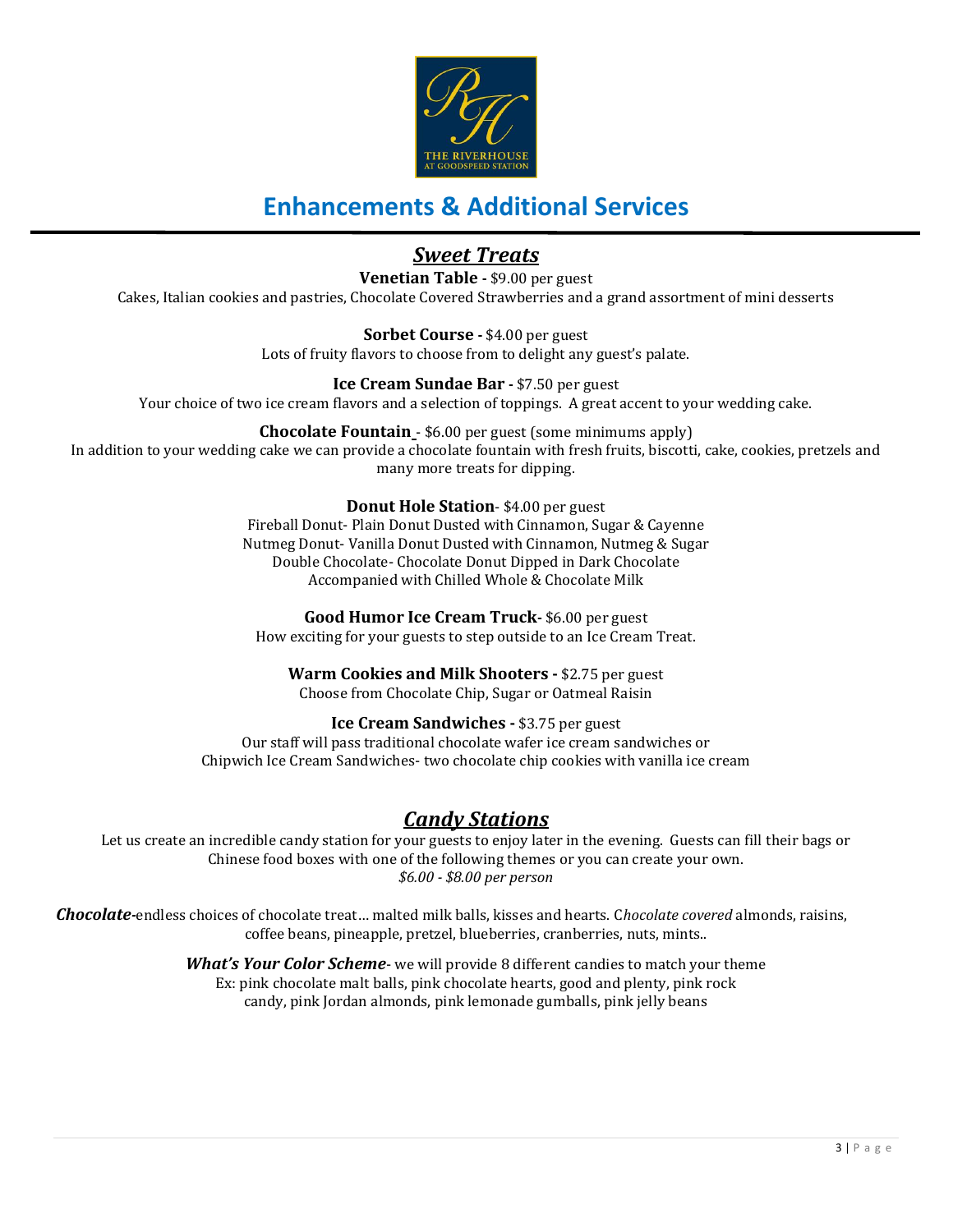THE RIVERHOUSE AT GOODSPEED STATION

# Enhancements & Additional Services

## *Sweet Treats*

**Venetian Table -** $9.00 per guest
Cakes, Italian cookies and pastries, Chocolate Covered Strawberries and a grand assortment of mini desserts

**Sorbet Course -** $4.00 per guest
Lots of fruity flavors to choose from to delight any guest's palate.

**Ice Cream Sundae Bar -** $7.50 per guest
Your choice of two ice cream flavors and a selection of toppings. A great accent to your wedding cake.

**Chocolate Fountain** - $6.00 per guest (some minimums apply)
In addition to your wedding cake we can provide a chocolate fountain with fresh fruits, biscotti, cake, cookies, pretzels and many more treats for dipping.

**Donut Hole Station**- $4.00 per guest
Fireball Donut- Plain Donut Dusted with Cinnamon, Sugar & Cayenne
Nutmeg Donut- Vanilla Donut Dusted with Cinnamon, Nutmeg & Sugar
Double Chocolate- Chocolate Donut Dipped in Dark Chocolate
Accompanied with Chilled Whole & Chocolate Milk

**Good Humor Ice Cream Truck-** $6.00 per guest
How exciting for your guests to step outside to an Ice Cream Treat.

**Warm Cookies and Milk Shooters -** $2.75 per guest
Choose from Chocolate Chip, Sugar or Oatmeal Raisin

**Ice Cream Sandwiches -** $3.75 per guest
Our staff will pass traditional chocolate wafer ice cream sandwiches or
Chipwich Ice Cream Sandwiches- two chocolate chip cookies with vanilla ice cream

## *Candy Stations*

Let us create an incredible candy station for your guests to enjoy later in the evening. Guests can fill their bags or Chinese food boxes with one of the following themes or you can create your own.
*$6.00 - $8.00 per person*

***Chocolate***-endless choices of chocolate treat… malted milk balls, kisses and hearts. C*hocolate covered* almonds, raisins, coffee beans, pineapple, pretzel, blueberries, cranberries, nuts, mints..

***What's Your Color Scheme***- we will provide 8 different candies to match your theme
Ex: pink chocolate malt balls, pink chocolate hearts, good and plenty, pink rock candy, pink Jordan almonds, pink lemonade gumballs, pink jelly beans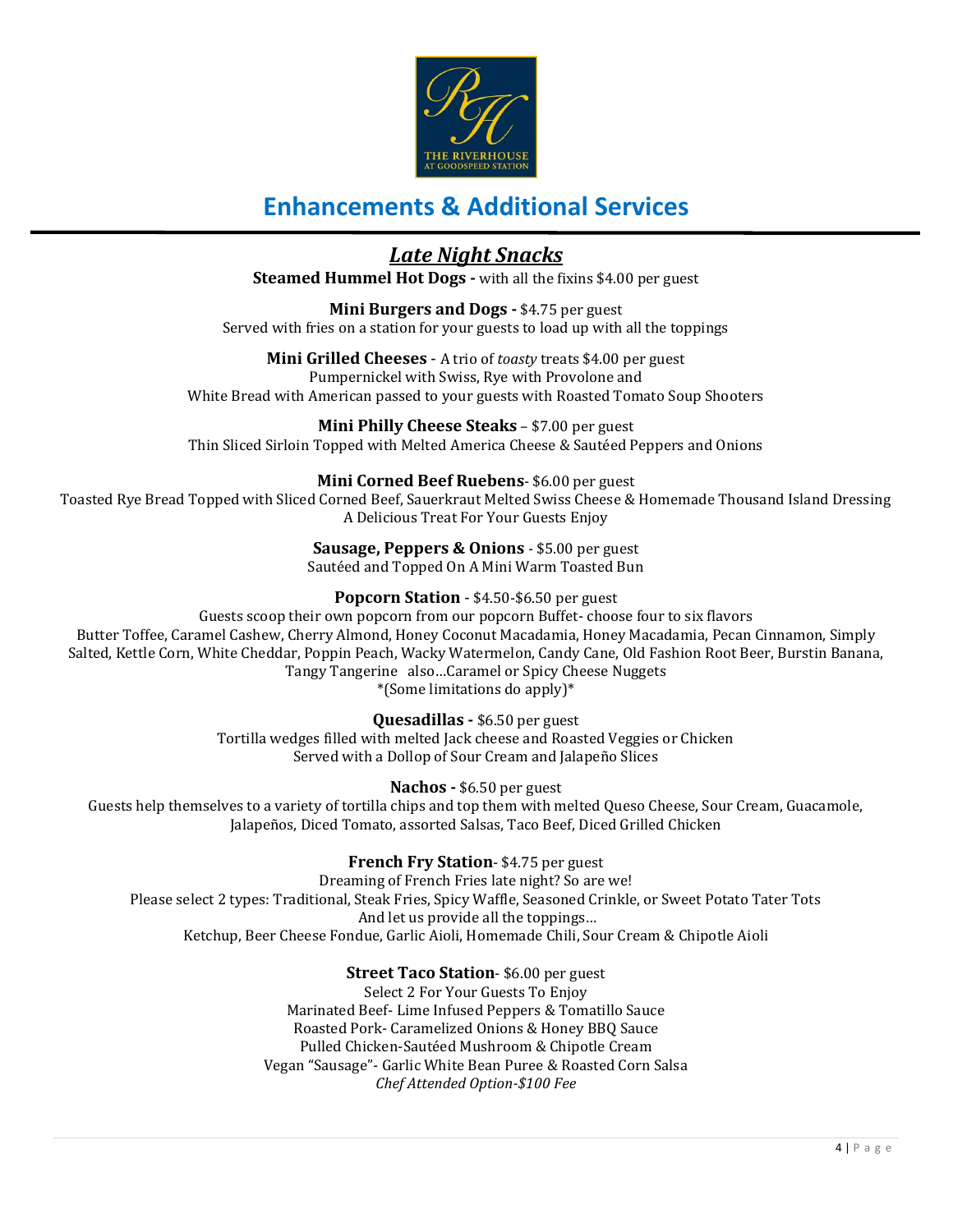# Enhancements & Additional Services

## *Late Night Snacks*

**Steamed Hummel Hot Dogs -** with all the fixins $4.00 per guest

**Mini Burgers and Dogs -** $4.75 per guest
Served with fries on a station for your guests to load up with all the toppings

**Mini Grilled Cheeses** - A trio of *toasty* treats $4.00 per guest
Pumpernickel with Swiss, Rye with Provolone and
White Bread with American passed to your guests with Roasted Tomato Soup Shooters

**Mini Philly Cheese Steaks** – $7.00 per guest
Thin Sliced Sirloin Topped with Melted America Cheese & Sautéed Peppers and Onions

**Mini Corned Beef Ruebens**- $6.00 per guest
Toasted Rye Bread Topped with Sliced Corned Beef, Sauerkraut Melted Swiss Cheese & Homemade Thousand Island Dressing
A Delicious Treat For Your Guests Enjoy

**Sausage, Peppers & Onions** - $5.00 per guest
Sautéed and Topped On A Mini Warm Toasted Bun

**Popcorn Station** - $4.50-$6.50 per guest
Guests scoop their own popcorn from our popcorn Buffet- choose four to six flavors
Butter Toffee, Caramel Cashew, Cherry Almond, Honey Coconut Macadamia, Honey Macadamia, Pecan Cinnamon, Simply Salted, Kettle Corn, White Cheddar, Poppin Peach, Wacky Watermelon, Candy Cane, Old Fashion Root Beer, Burstin Banana, Tangy Tangerine also…Caramel or Spicy Cheese Nuggets
*(Some limitations do apply)*

**Quesadillas -** $6.50 per guest
Tortilla wedges filled with melted Jack cheese and Roasted Veggies or Chicken
Served with a Dollop of Sour Cream and Jalapeño Slices

**Nachos -** $6.50 per guest
Guests help themselves to a variety of tortilla chips and top them with melted Queso Cheese, Sour Cream, Guacamole, Jalapeños, Diced Tomato, assorted Salsas, Taco Beef, Diced Grilled Chicken

**French Fry Station**- $4.75 per guest
Dreaming of French Fries late night? So are we!
Please select 2 types: Traditional, Steak Fries, Spicy Waffle, Seasoned Crinkle, or Sweet Potato Tater Tots
And let us provide all the toppings…
Ketchup, Beer Cheese Fondue, Garlic Aioli, Homemade Chili, Sour Cream & Chipotle Aioli

**Street Taco Station**- $6.00 per guest
Select 2 For Your Guests To Enjoy
Marinated Beef- Lime Infused Peppers & Tomatillo Sauce
Roasted Pork- Caramelized Onions & Honey BBQ Sauce
Pulled Chicken-Sautéed Mushroom & Chipotle Cream
Vegan "Sausage"- Garlic White Bean Puree & Roasted Corn Salsa
*Chef Attended Option-$100 Fee*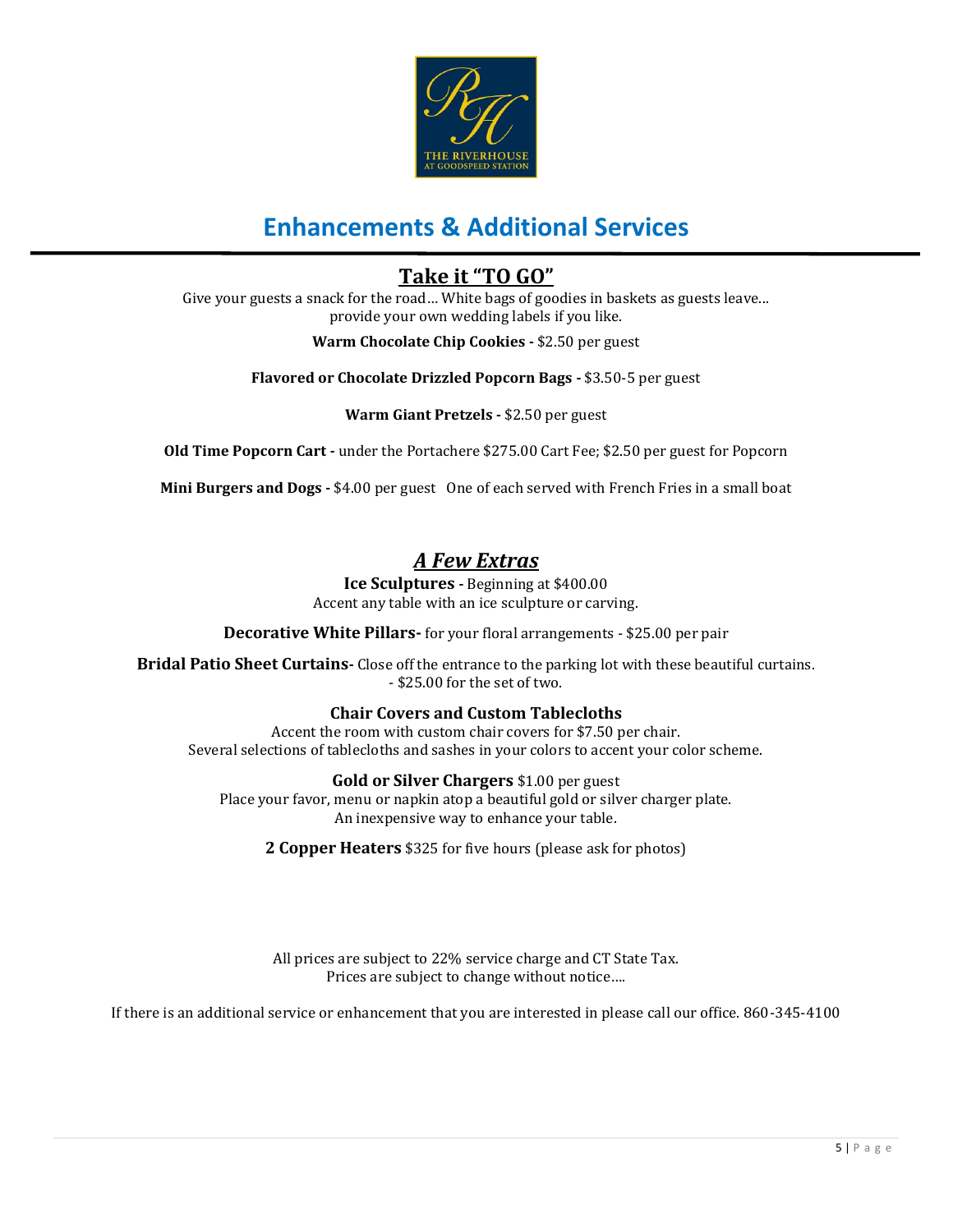# Enhancements & Additional Services

## Take it "TO GO"

Give your guests a snack for the road… White bags of goodies in baskets as guests leave… provide your own wedding labels if you like.

**Warm Chocolate Chip Cookies -** $2.50 per guest

**Flavored or Chocolate Drizzled Popcorn Bags -** $3.50-5 per guest

**Warm Giant Pretzels -** $2.50 per guest

**Old Time Popcorn Cart -** under the Portachere $275.00 Cart Fee; $2.50 per guest for Popcorn

**Mini Burgers and Dogs -** $4.00 per guest One of each served with French Fries in a small boat

## *A Few Extras*

**Ice Sculptures -** Beginning at $400.00
Accent any table with an ice sculpture or carving.

**Decorative White Pillars-** for your floral arrangements - $25.00 per pair

**Bridal Patio Sheet Curtains-** Close off the entrance to the parking lot with these beautiful curtains.
- $25.00 for the set of two.

**Chair Covers and Custom Tablecloths**
Accent the room with custom chair covers for $7.50 per chair.
Several selections of tablecloths and sashes in your colors to accent your color scheme.

**Gold or Silver Chargers** $1.00 per guest
Place your favor, menu or napkin atop a beautiful gold or silver charger plate.
An inexpensive way to enhance your table.

**2 Copper Heaters** $325 for five hours (please ask for photos)

All prices are subject to 22% service charge and CT State Tax.
Prices are subject to change without notice….

If there is an additional service or enhancement that you are interested in please call our office. 860-345-4100